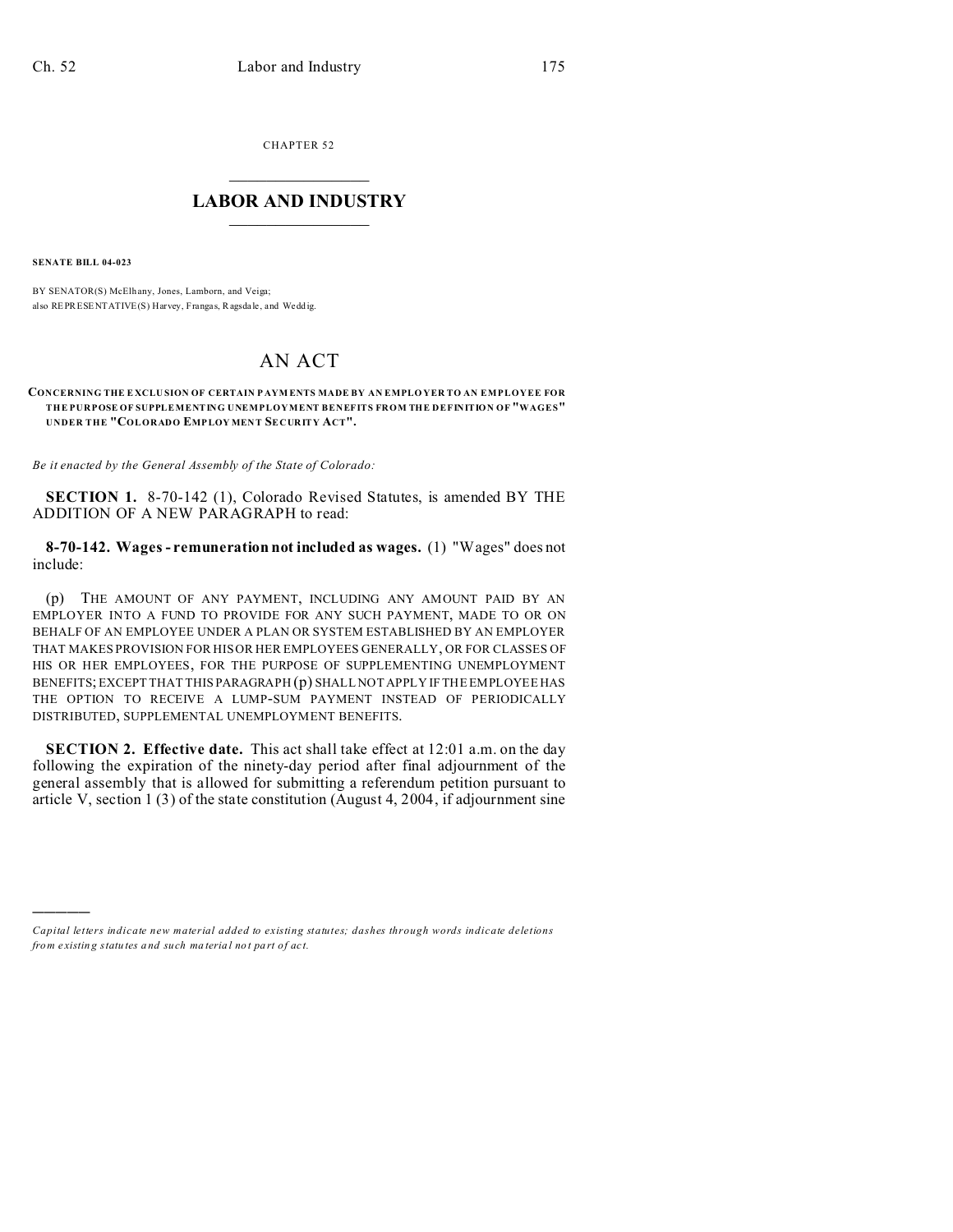CHAPTER 52

# LABOR AND INDUSTRY

**SENATE BILL 04-023**

BY SENATOR(S) McElhany, Jones, Lamborn, and Veiga;
also REPRESENTATIVE(S) Harvey, Frangas, Ragsdale, and Weddig.

# AN ACT

**CONCERNING THE EXCLUSION OF CERTAIN PAYMENTS MADE BY AN EMPLOYER TO AN EMPLOYEE FOR THE PURPOSE OF SUPPLEMENTING UNEMPLOYMENT BENEFITS FROM THE DEFINITION OF "WAGES" UNDER THE "COLORADO EMPLOYMENT SECURITY ACT".**

*Be it enacted by the General Assembly of the State of Colorado:*

**SECTION 1.** 8-70-142 (1), Colorado Revised Statutes, is amended BY THE ADDITION OF A NEW PARAGRAPH to read:

**8-70-142. Wages - remuneration not included as wages.** (1) "Wages" does not include:

(p) THE AMOUNT OF ANY PAYMENT, INCLUDING ANY AMOUNT PAID BY AN EMPLOYER INTO A FUND TO PROVIDE FOR ANY SUCH PAYMENT, MADE TO OR ON BEHALF OF AN EMPLOYEE UNDER A PLAN OR SYSTEM ESTABLISHED BY AN EMPLOYER THAT MAKES PROVISION FOR HIS OR HER EMPLOYEES GENERALLY, OR FOR CLASSES OF HIS OR HER EMPLOYEES, FOR THE PURPOSE OF SUPPLEMENTING UNEMPLOYMENT BENEFITS; EXCEPT THAT THIS PARAGRAPH (p) SHALL NOT APPLY IF THE EMPLOYEE HAS THE OPTION TO RECEIVE A LUMP-SUM PAYMENT INSTEAD OF PERIODICALLY DISTRIBUTED, SUPPLEMENTAL UNEMPLOYMENT BENEFITS.

**SECTION 2. Effective date.** This act shall take effect at 12:01 a.m. on the day following the expiration of the ninety-day period after final adjournment of the general assembly that is allowed for submitting a referendum petition pursuant to article V, section 1 (3) of the state constitution (August 4, 2004, if adjournment sine

---

*Capital letters indicate new material added to existing statutes; dashes through words indicate deletions from existing statutes and such material not part of act.*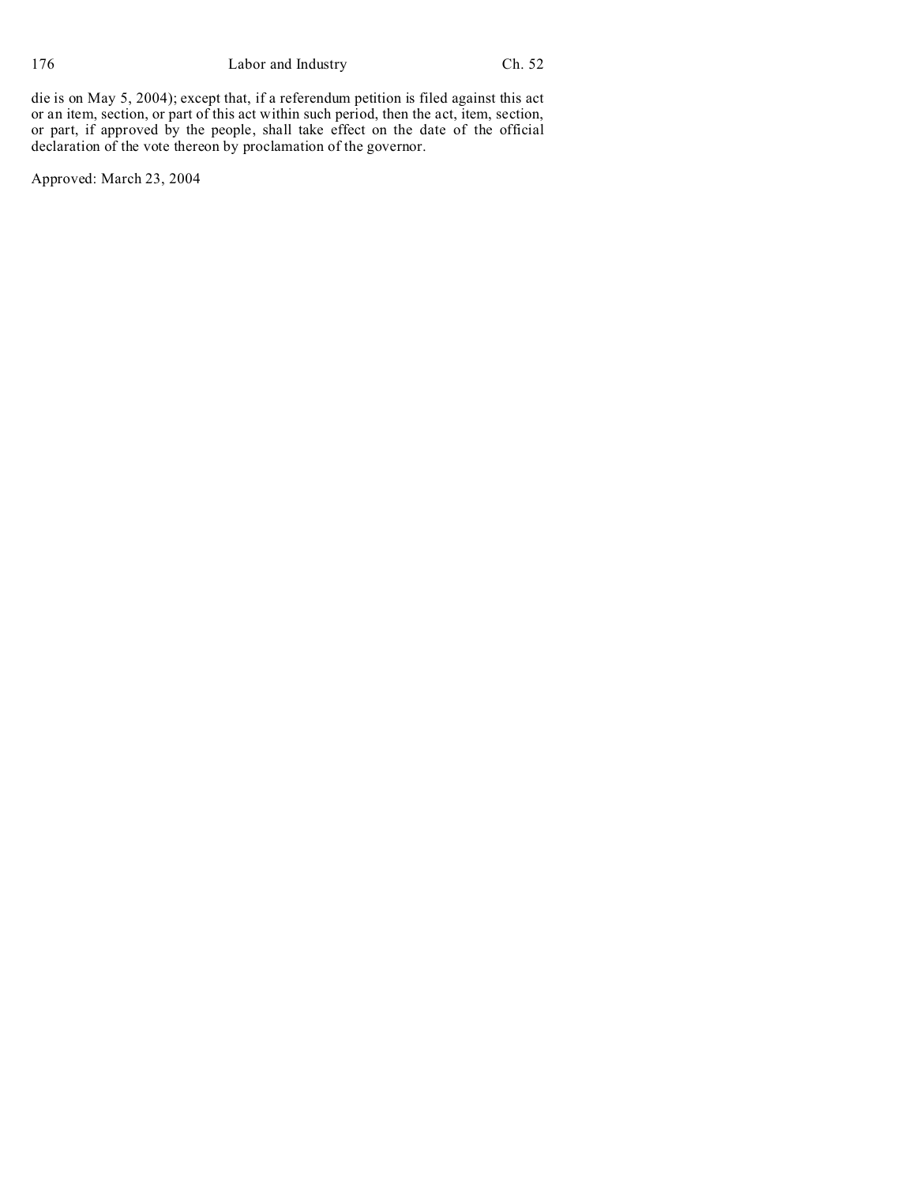die is on May 5, 2004); except that, if a referendum petition is filed against this act or an item, section, or part of this act within such period, then the act, item, section, or part, if approved by the people, shall take effect on the date of the official declaration of the vote thereon by proclamation of the governor.

Approved: March 23, 2004